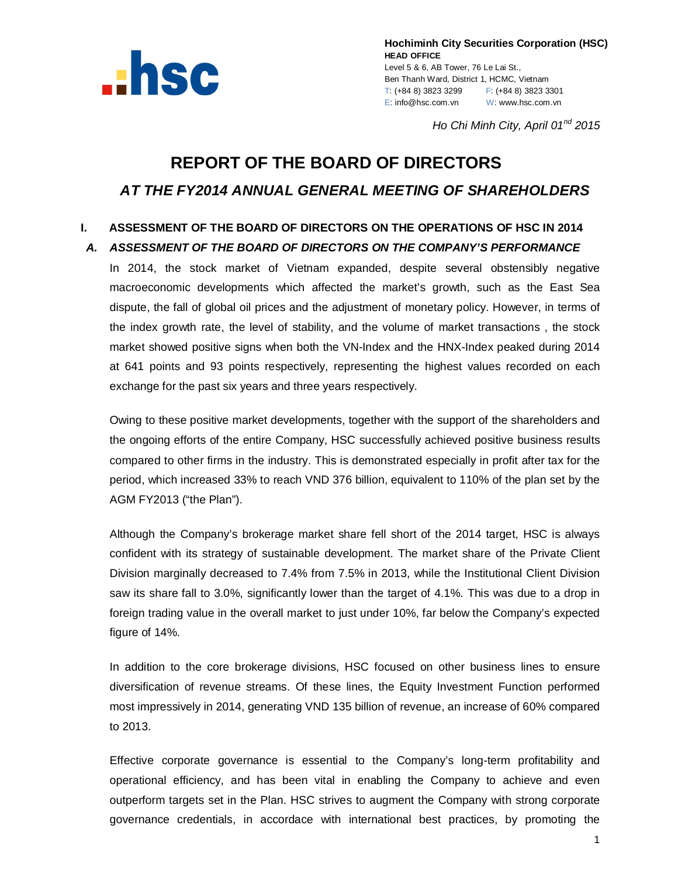**Hochiminh City Securities Corporation (HSC)**
**HEAD OFFICE**
Level 5 & 6, AB Tower, 76 Le Lai St.,
Ben Thanh Ward, District 1, HCMC, Vietnam
T: (+84 8) 3823 3299 F: (+84 8) 3823 3301
E: info@hsc.com.vn W: www.hsc.com.vn

*Ho Chi Minh City, April 01st 2015*

# REPORT OF THE BOARD OF DIRECTORS

## *AT THE FY2014 ANNUAL GENERAL MEETING OF SHAREHOLDERS*

### I. ASSESSMENT OF THE BOARD OF DIRECTORS ON THE OPERATIONS OF HSC IN 2014

#### *A. ASSESSMENT OF THE BOARD OF DIRECTORS ON THE COMPANY'S PERFORMANCE*

In 2014, the stock market of Vietnam expanded, despite several obstensibly negative macroeconomic developments which affected the market's growth, such as the East Sea dispute, the fall of global oil prices and the adjustment of monetary policy. However, in terms of the index growth rate, the level of stability, and the volume of market transactions , the stock market showed positive signs when both the VN-Index and the HNX-Index peaked during 2014 at 641 points and 93 points respectively, representing the highest values recorded on each exchange for the past six years and three years respectively.

Owing to these positive market developments, together with the support of the shareholders and the ongoing efforts of the entire Company, HSC successfully achieved positive business results compared to other firms in the industry. This is demonstrated especially in profit after tax for the period, which increased 33% to reach VND 376 billion, equivalent to 110% of the plan set by the AGM FY2013 ("the Plan").

Although the Company's brokerage market share fell short of the 2014 target, HSC is always confident with its strategy of sustainable development. The market share of the Private Client Division marginally decreased to 7.4% from 7.5% in 2013, while the Institutional Client Division saw its share fall to 3.0%, significantly lower than the target of 4.1%. This was due to a drop in foreign trading value in the overall market to just under 10%, far below the Company's expected figure of 14%.

In addition to the core brokerage divisions, HSC focused on other business lines to ensure diversification of revenue streams. Of these lines, the Equity Investment Function performed most impressively in 2014, generating VND 135 billion of revenue, an increase of 60% compared to 2013.

Effective corporate governance is essential to the Company's long-term profitability and operational efficiency, and has been vital in enabling the Company to achieve and even outperform targets set in the Plan. HSC strives to augment the Company with strong corporate governance credentials, in accordace with international best practices, by promoting the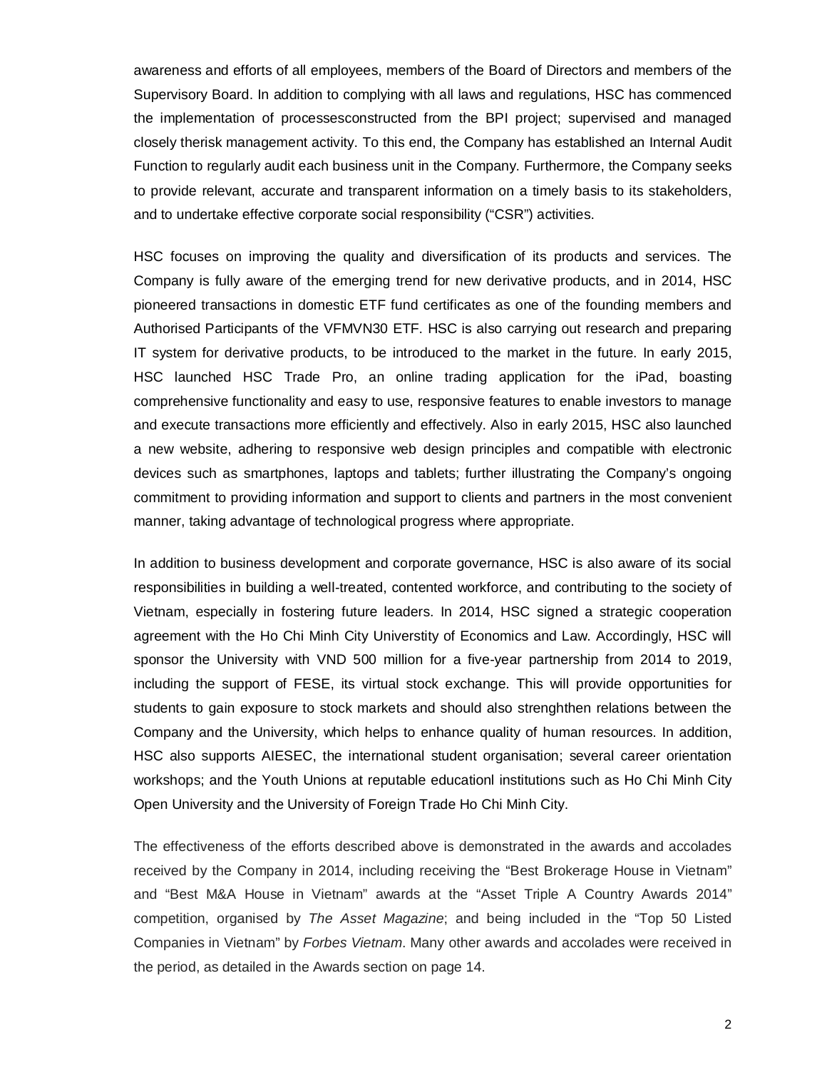awareness and efforts of all employees, members of the Board of Directors and members of the Supervisory Board. In addition to complying with all laws and regulations, HSC has commenced the implementation of processesconstructed from the BPI project; supervised and managed closely therisk management activity. To this end, the Company has established an Internal Audit Function to regularly audit each business unit in the Company. Furthermore, the Company seeks to provide relevant, accurate and transparent information on a timely basis to its stakeholders, and to undertake effective corporate social responsibility ("CSR") activities.

HSC focuses on improving the quality and diversification of its products and services. The Company is fully aware of the emerging trend for new derivative products, and in 2014, HSC pioneered transactions in domestic ETF fund certificates as one of the founding members and Authorised Participants of the VFMVN30 ETF. HSC is also carrying out research and preparing IT system for derivative products, to be introduced to the market in the future. In early 2015, HSC launched HSC Trade Pro, an online trading application for the iPad, boasting comprehensive functionality and easy to use, responsive features to enable investors to manage and execute transactions more efficiently and effectively. Also in early 2015, HSC also launched a new website, adhering to responsive web design principles and compatible with electronic devices such as smartphones, laptops and tablets; further illustrating the Company's ongoing commitment to providing information and support to clients and partners in the most convenient manner, taking advantage of technological progress where appropriate.

In addition to business development and corporate governance, HSC is also aware of its social responsibilities in building a well-treated, contented workforce, and contributing to the society of Vietnam, especially in fostering future leaders. In 2014, HSC signed a strategic cooperation agreement with the Ho Chi Minh City Universtity of Economics and Law. Accordingly, HSC will sponsor the University with VND 500 million for a five-year partnership from 2014 to 2019, including the support of FESE, its virtual stock exchange. This will provide opportunities for students to gain exposure to stock markets and should also strenghthen relations between the Company and the University, which helps to enhance quality of human resources. In addition, HSC also supports AIESEC, the international student organisation; several career orientation workshops; and the Youth Unions at reputable educationl institutions such as Ho Chi Minh City Open University and the University of Foreign Trade Ho Chi Minh City.

The effectiveness of the efforts described above is demonstrated in the awards and accolades received by the Company in 2014, including receiving the "Best Brokerage House in Vietnam" and "Best M&A House in Vietnam" awards at the "Asset Triple A Country Awards 2014" competition, organised by *The Asset Magazine*; and being included in the "Top 50 Listed Companies in Vietnam" by *Forbes Vietnam*. Many other awards and accolades were received in the period, as detailed in the Awards section on page 14.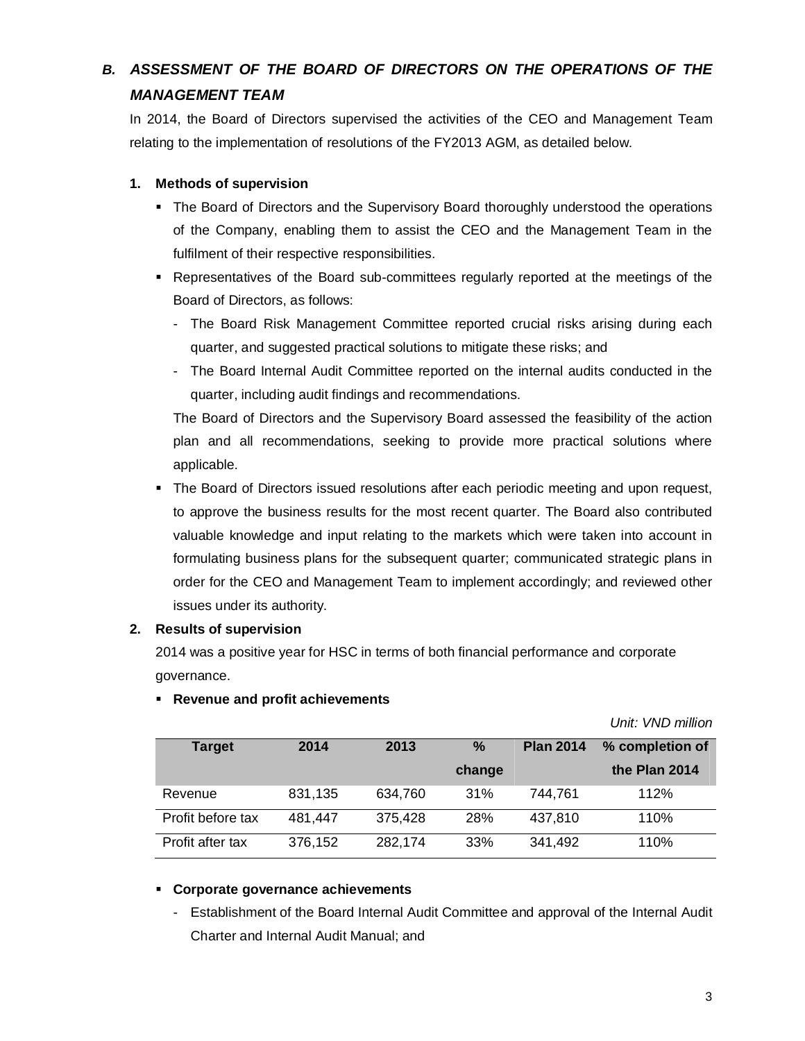## *B. ASSESSMENT OF THE BOARD OF DIRECTORS ON THE OPERATIONS OF THE MANAGEMENT TEAM*

In 2014, the Board of Directors supervised the activities of the CEO and Management Team relating to the implementation of resolutions of the FY2013 AGM, as detailed below.

### 1. Methods of supervision

- The Board of Directors and the Supervisory Board thoroughly understood the operations of the Company, enabling them to assist the CEO and the Management Team in the fulfilment of their respective responsibilities.
- Representatives of the Board sub-committees regularly reported at the meetings of the Board of Directors, as follows:
  - The Board Risk Management Committee reported crucial risks arising during each quarter, and suggested practical solutions to mitigate these risks; and
  - The Board Internal Audit Committee reported on the internal audits conducted in the quarter, including audit findings and recommendations.

  The Board of Directors and the Supervisory Board assessed the feasibility of the action plan and all recommendations, seeking to provide more practical solutions where applicable.
- The Board of Directors issued resolutions after each periodic meeting and upon request, to approve the business results for the most recent quarter. The Board also contributed valuable knowledge and input relating to the markets which were taken into account in formulating business plans for the subsequent quarter; communicated strategic plans in order for the CEO and Management Team to implement accordingly; and reviewed other issues under its authority.

### 2. Results of supervision

2014 was a positive year for HSC in terms of both financial performance and corporate governance.

- **Revenue and profit achievements**

*Unit: VND million*

| Target | 2014 | 2013 | % change | Plan 2014 | % completion of the Plan 2014 |
|---|---|---|---|---|---|
| Revenue | 831,135 | 634,760 | 31% | 744,761 | 112% |
| Profit before tax | 481,447 | 375,428 | 28% | 437,810 | 110% |
| Profit after tax | 376,152 | 282,174 | 33% | 341,492 | 110% |

- **Corporate governance achievements**
  - Establishment of the Board Internal Audit Committee and approval of the Internal Audit Charter and Internal Audit Manual; and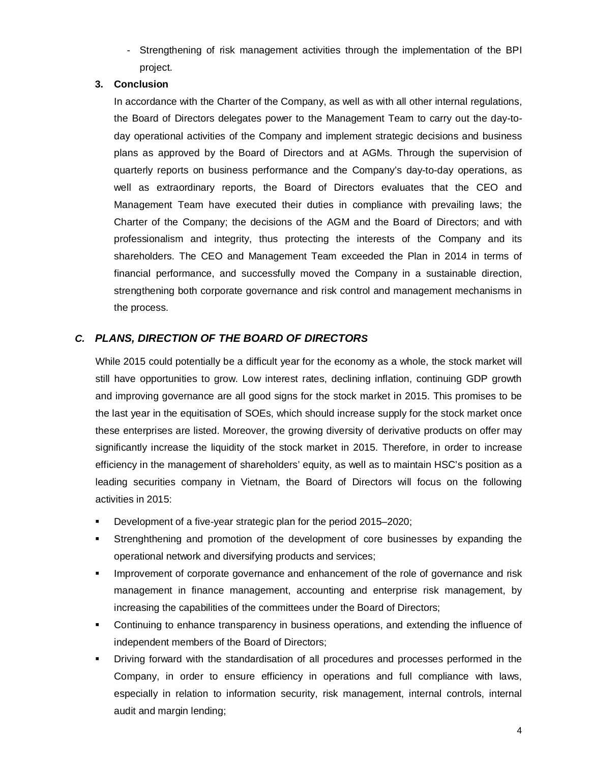- Strengthening of risk management activities through the implementation of the BPI project.

### 3. Conclusion

In accordance with the Charter of the Company, as well as with all other internal regulations, the Board of Directors delegates power to the Management Team to carry out the day-to-day operational activities of the Company and implement strategic decisions and business plans as approved by the Board of Directors and at AGMs. Through the supervision of quarterly reports on business performance and the Company's day-to-day operations, as well as extraordinary reports, the Board of Directors evaluates that the CEO and Management Team have executed their duties in compliance with prevailing laws; the Charter of the Company; the decisions of the AGM and the Board of Directors; and with professionalism and integrity, thus protecting the interests of the Company and its shareholders. The CEO and Management Team exceeded the Plan in 2014 in terms of financial performance, and successfully moved the Company in a sustainable direction, strengthening both corporate governance and risk control and management mechanisms in the process.

## *C. PLANS, DIRECTION OF THE BOARD OF DIRECTORS*

While 2015 could potentially be a difficult year for the economy as a whole, the stock market will still have opportunities to grow. Low interest rates, declining inflation, continuing GDP growth and improving governance are all good signs for the stock market in 2015. This promises to be the last year in the equitisation of SOEs, which should increase supply for the stock market once these enterprises are listed. Moreover, the growing diversity of derivative products on offer may significantly increase the liquidity of the stock market in 2015. Therefore, in order to increase efficiency in the management of shareholders' equity, as well as to maintain HSC's position as a leading securities company in Vietnam, the Board of Directors will focus on the following activities in 2015:

- Development of a five-year strategic plan for the period 2015–2020;
- Strenghthening and promotion of the development of core businesses by expanding the operational network and diversifying products and services;
- Improvement of corporate governance and enhancement of the role of governance and risk management in finance management, accounting and enterprise risk management, by increasing the capabilities of the committees under the Board of Directors;
- Continuing to enhance transparency in business operations, and extending the influence of independent members of the Board of Directors;
- Driving forward with the standardisation of all procedures and processes performed in the Company, in order to ensure efficiency in operations and full compliance with laws, especially in relation to information security, risk management, internal controls, internal audit and margin lending;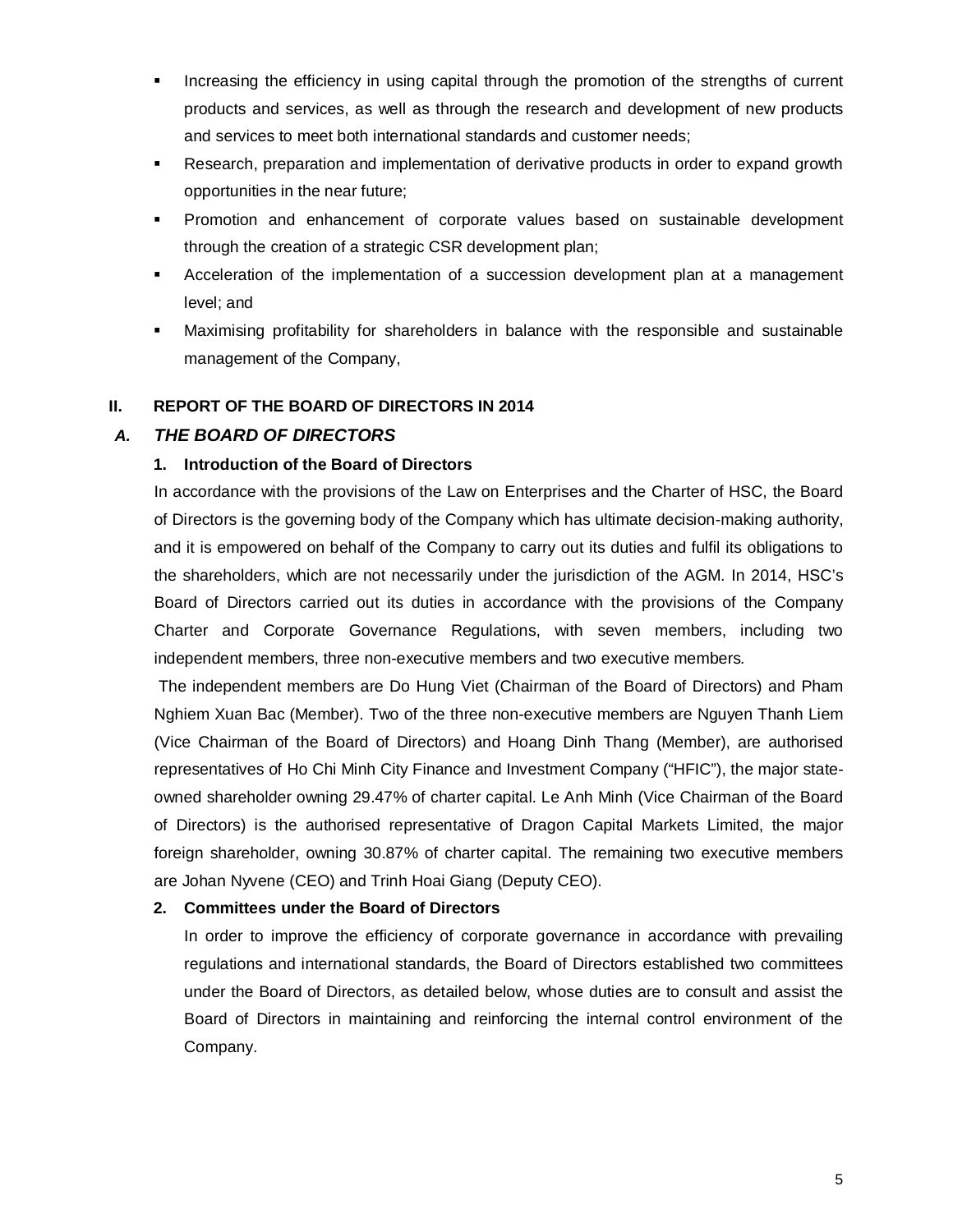- Increasing the efficiency in using capital through the promotion of the strengths of current products and services, as well as through the research and development of new products and services to meet both international standards and customer needs;
- Research, preparation and implementation of derivative products in order to expand growth opportunities in the near future;
- Promotion and enhancement of corporate values based on sustainable development through the creation of a strategic CSR development plan;
- Acceleration of the implementation of a succession development plan at a management level; and
- Maximising profitability for shareholders in balance with the responsible and sustainable management of the Company,

## II. REPORT OF THE BOARD OF DIRECTORS IN 2014

### *A. THE BOARD OF DIRECTORS*

#### 1. Introduction of the Board of Directors

In accordance with the provisions of the Law on Enterprises and the Charter of HSC, the Board of Directors is the governing body of the Company which has ultimate decision-making authority, and it is empowered on behalf of the Company to carry out its duties and fulfil its obligations to the shareholders, which are not necessarily under the jurisdiction of the AGM. In 2014, HSC's Board of Directors carried out its duties in accordance with the provisions of the Company Charter and Corporate Governance Regulations, with seven members, including two independent members, three non-executive members and two executive members.

The independent members are Do Hung Viet (Chairman of the Board of Directors) and Pham Nghiem Xuan Bac (Member). Two of the three non-executive members are Nguyen Thanh Liem (Vice Chairman of the Board of Directors) and Hoang Dinh Thang (Member), are authorised representatives of Ho Chi Minh City Finance and Investment Company ("HFIC"), the major state-owned shareholder owning 29.47% of charter capital. Le Anh Minh (Vice Chairman of the Board of Directors) is the authorised representative of Dragon Capital Markets Limited, the major foreign shareholder, owning 30.87% of charter capital. The remaining two executive members are Johan Nyvene (CEO) and Trinh Hoai Giang (Deputy CEO).

#### 2. Committees under the Board of Directors

In order to improve the efficiency of corporate governance in accordance with prevailing regulations and international standards, the Board of Directors established two committees under the Board of Directors, as detailed below, whose duties are to consult and assist the Board of Directors in maintaining and reinforcing the internal control environment of the Company.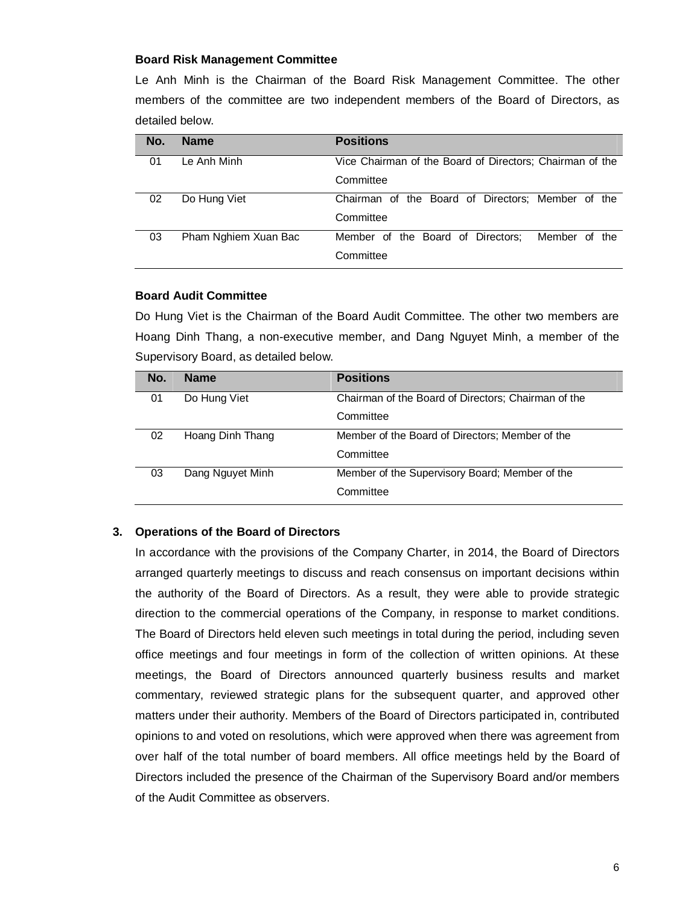**Board Risk Management Committee**

Le Anh Minh is the Chairman of the Board Risk Management Committee. The other members of the committee are two independent members of the Board of Directors, as detailed below.

| No. | Name | Positions |
|---|---|---|
| 01 | Le Anh Minh | Vice Chairman of the Board of Directors; Chairman of the Committee |
| 02 | Do Hung Viet | Chairman of the Board of Directors; Member of the Committee |
| 03 | Pham Nghiem Xuan Bac | Member of the Board of Directors; Member of the Committee |

**Board Audit Committee**

Do Hung Viet is the Chairman of the Board Audit Committee. The other two members are Hoang Dinh Thang, a non-executive member, and Dang Nguyet Minh, a member of the Supervisory Board, as detailed below.

| No. | Name | Positions |
|---|---|---|
| 01 | Do Hung Viet | Chairman of the Board of Directors; Chairman of the Committee |
| 02 | Hoang Dinh Thang | Member of the Board of Directors; Member of the Committee |
| 03 | Dang Nguyet Minh | Member of the Supervisory Board; Member of the Committee |

## 3. Operations of the Board of Directors

In accordance with the provisions of the Company Charter, in 2014, the Board of Directors arranged quarterly meetings to discuss and reach consensus on important decisions within the authority of the Board of Directors. As a result, they were able to provide strategic direction to the commercial operations of the Company, in response to market conditions. The Board of Directors held eleven such meetings in total during the period, including seven office meetings and four meetings in form of the collection of written opinions. At these meetings, the Board of Directors announced quarterly business results and market commentary, reviewed strategic plans for the subsequent quarter, and approved other matters under their authority. Members of the Board of Directors participated in, contributed opinions to and voted on resolutions, which were approved when there was agreement from over half of the total number of board members. All office meetings held by the Board of Directors included the presence of the Chairman of the Supervisory Board and/or members of the Audit Committee as observers.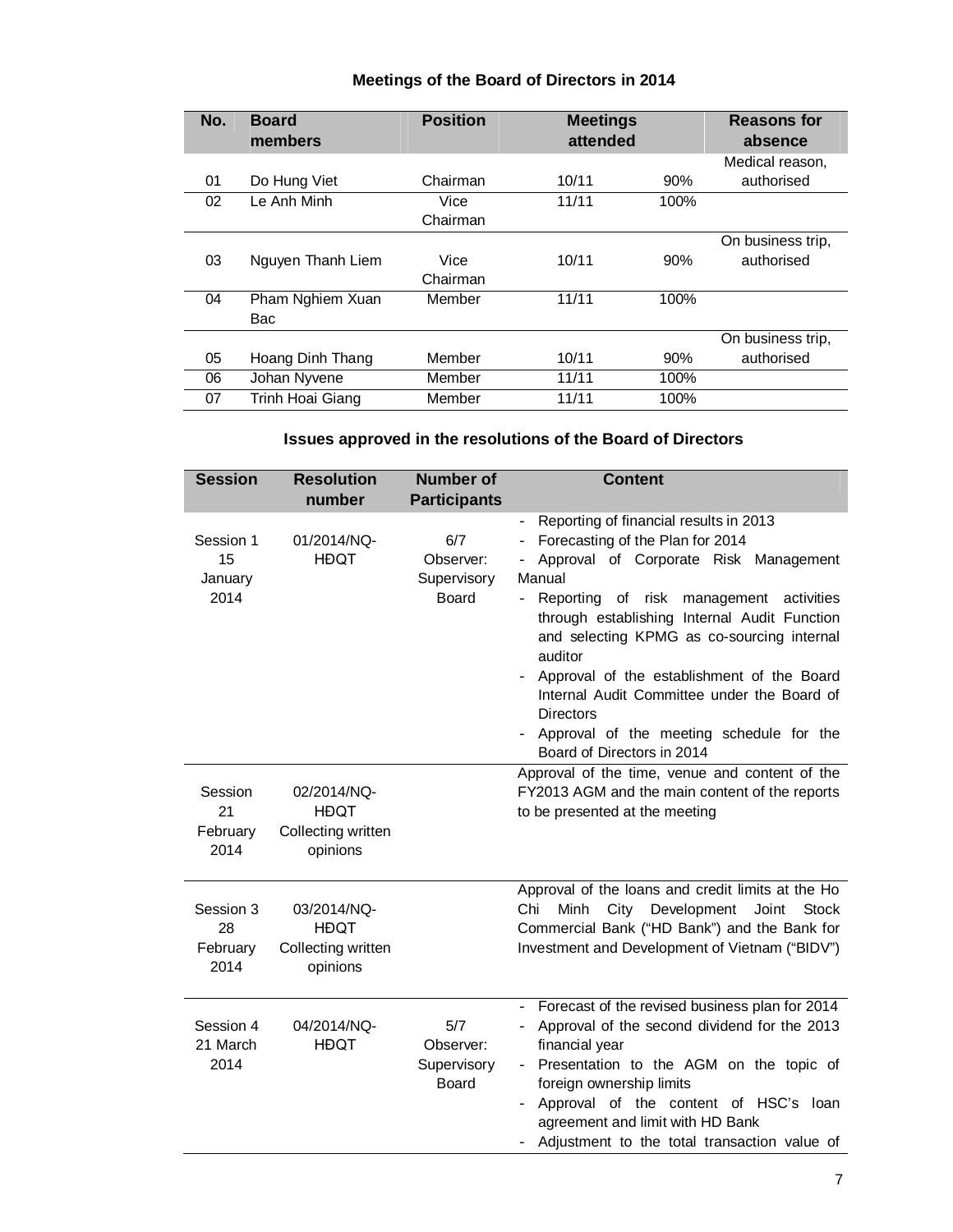## Meetings of the Board of Directors in 2014

| No. | Board members | Position | Meetings attended | | Reasons for absence |
|---|---|---|---|---|---|
| 01 | Do Hung Viet | Chairman | 10/11 | 90% | Medical reason, authorised |
| 02 | Le Anh Minh | Vice Chairman | 11/11 | 100% | |
| 03 | Nguyen Thanh Liem | Vice Chairman | 10/11 | 90% | On business trip, authorised |
| 04 | Pham Nghiem Xuan Bac | Member | 11/11 | 100% | |
| 05 | Hoang Dinh Thang | Member | 10/11 | 90% | On business trip, authorised |
| 06 | Johan Nyvene | Member | 11/11 | 100% | |
| 07 | Trinh Hoai Giang | Member | 11/11 | 100% | |

## Issues approved in the resolutions of the Board of Directors

| Session | Resolution number | Number of Participants | Content |
|---|---|---|---|
| Session 1 15 January 2014 | 01/2014/NQ-HĐQT | 6/7 Observer: Supervisory Board | - Reporting of financial results in 2013<br>- Forecasting of the Plan for 2014<br>- Approval of Corporate Risk Management Manual<br>- Reporting of risk management activities through establishing Internal Audit Function and selecting KPMG as co-sourcing internal auditor<br>- Approval of the establishment of the Board Internal Audit Committee under the Board of Directors<br>- Approval of the meeting schedule for the Board of Directors in 2014 |
| Session 21 February 2014 | 02/2014/NQ-HĐQT Collecting written opinions | | Approval of the time, venue and content of the FY2013 AGM and the main content of the reports to be presented at the meeting |
| Session 3 28 February 2014 | 03/2014/NQ-HĐQT Collecting written opinions | | Approval of the loans and credit limits at the Ho Chi Minh City Development Joint Stock Commercial Bank ("HD Bank") and the Bank for Investment and Development of Vietnam ("BIDV") |
| Session 4 21 March 2014 | 04/2014/NQ-HĐQT | 5/7 Observer: Supervisory Board | - Forecast of the revised business plan for 2014<br>- Approval of the second dividend for the 2013 financial year<br>- Presentation to the AGM on the topic of foreign ownership limits<br>- Approval of the content of HSC's loan agreement and limit with HD Bank<br>- Adjustment to the total transaction value of |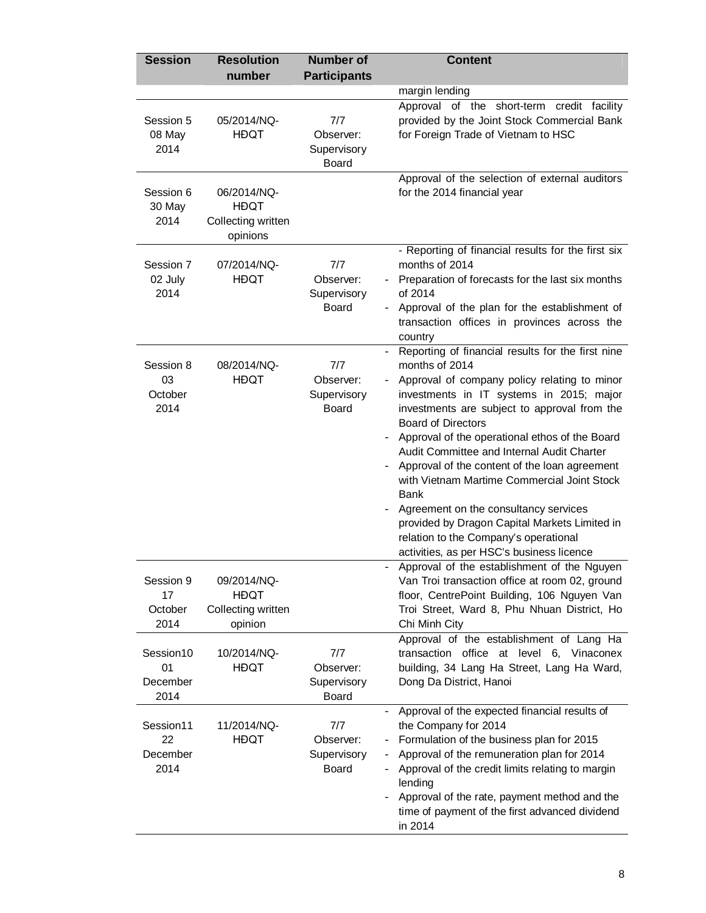| Session | Resolution number | Number of Participants | Content |
|---|---|---|---|
| | | | margin lending |
| Session 5 08 May 2014 | 05/2014/NQ-HĐQT | 7/7 Observer: Supervisory Board | Approval of the short-term credit facility provided by the Joint Stock Commercial Bank for Foreign Trade of Vietnam to HSC |
| Session 6 30 May 2014 | 06/2014/NQ-HĐQT Collecting written opinions | | Approval of the selection of external auditors for the 2014 financial year |
| Session 7 02 July 2014 | 07/2014/NQ-HĐQT | 7/7 Observer: Supervisory Board | - Reporting of financial results for the first six months of 2014<br>- Preparation of forecasts for the last six months of 2014<br>- Approval of the plan for the establishment of transaction offices in provinces across the country |
| Session 8 03 October 2014 | 08/2014/NQ-HĐQT | 7/7 Observer: Supervisory Board | - Reporting of financial results for the first nine months of 2014<br>- Approval of company policy relating to minor investments in IT systems in 2015; major investments are subject to approval from the Board of Directors<br>- Approval of the operational ethos of the Board Audit Committee and Internal Audit Charter<br>- Approval of the content of the loan agreement with Vietnam Martime Commercial Joint Stock Bank<br>- Agreement on the consultancy services provided by Dragon Capital Markets Limited in relation to the Company's operational activities, as per HSC's business licence |
| Session 9 17 October 2014 | 09/2014/NQ-HĐQT Collecting written opinion | | - Approval of the establishment of the Nguyen Van Troi transaction office at room 02, ground floor, CentrePoint Building, 106 Nguyen Van Troi Street, Ward 8, Phu Nhuan District, Ho Chi Minh City |
| Session10 01 December 2014 | 10/2014/NQ-HĐQT | 7/7 Observer: Supervisory Board | Approval of the establishment of Lang Ha transaction office at level 6, Vinaconex building, 34 Lang Ha Street, Lang Ha Ward, Dong Da District, Hanoi |
| Session11 22 December 2014 | 11/2014/NQ-HĐQT | 7/7 Observer: Supervisory Board | - Approval of the expected financial results of the Company for 2014<br>- Formulation of the business plan for 2015<br>- Approval of the remuneration plan for 2014<br>- Approval of the credit limits relating to margin lending<br>- Approval of the rate, payment method and the time of payment of the first advanced dividend in 2014 |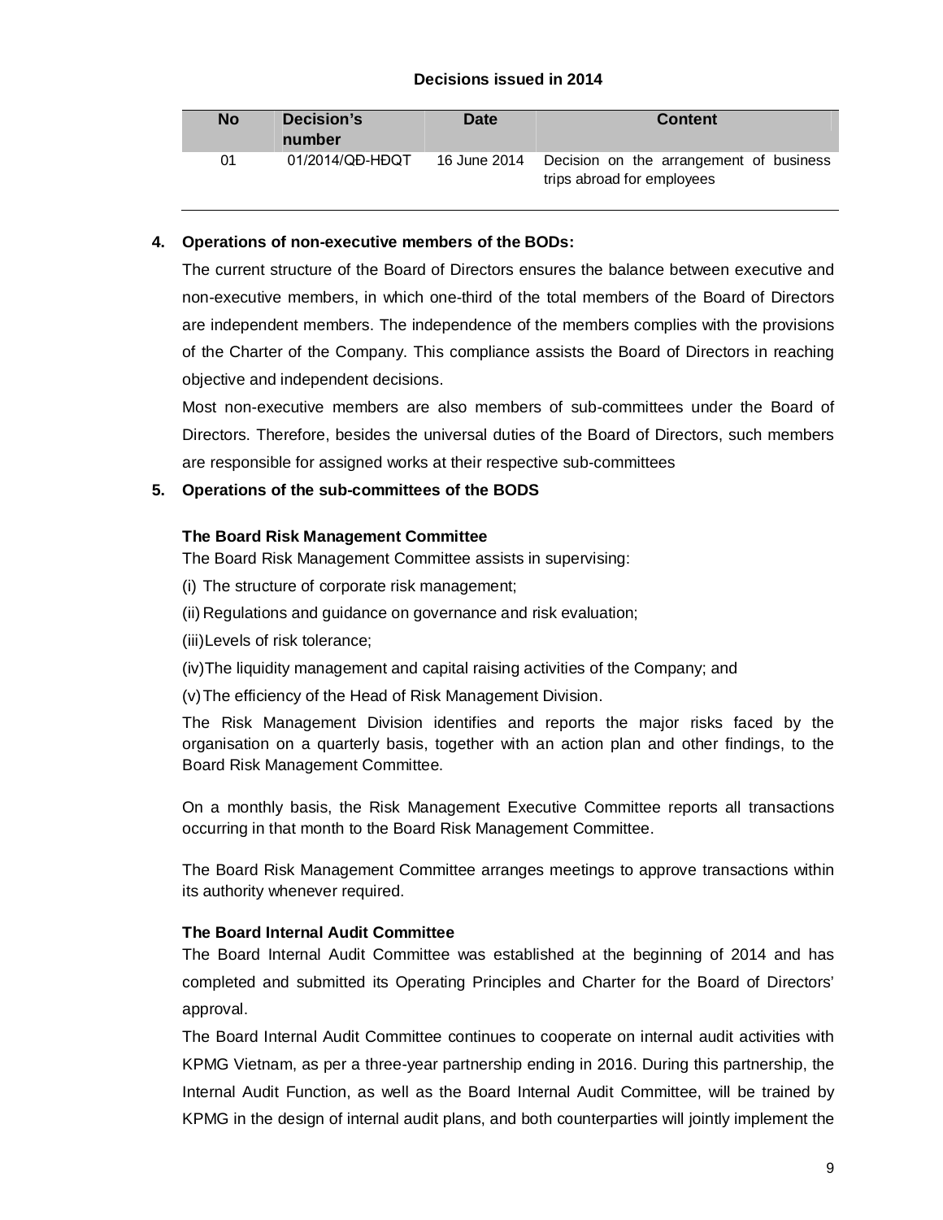**Decisions issued in 2014**

| No | Decision's number | Date | Content |
| --- | --- | --- | --- |
| 01 | 01/2014/QĐ-HĐQT | 16 June 2014 | Decision on the arrangement of business trips abroad for employees |

**4. Operations of non-executive members of the BODs:**

The current structure of the Board of Directors ensures the balance between executive and non-executive members, in which one-third of the total members of the Board of Directors are independent members. The independence of the members complies with the provisions of the Charter of the Company. This compliance assists the Board of Directors in reaching objective and independent decisions.

Most non-executive members are also members of sub-committees under the Board of Directors. Therefore, besides the universal duties of the Board of Directors, such members are responsible for assigned works at their respective sub-committees

**5. Operations of the sub-committees of the BODS**

**The Board Risk Management Committee**

The Board Risk Management Committee assists in supervising:

(i) The structure of corporate risk management;

(ii) Regulations and guidance on governance and risk evaluation;

(iii) Levels of risk tolerance;

(iv) The liquidity management and capital raising activities of the Company; and

(v) The efficiency of the Head of Risk Management Division.

The Risk Management Division identifies and reports the major risks faced by the organisation on a quarterly basis, together with an action plan and other findings, to the Board Risk Management Committee.

On a monthly basis, the Risk Management Executive Committee reports all transactions occurring in that month to the Board Risk Management Committee.

The Board Risk Management Committee arranges meetings to approve transactions within its authority whenever required.

**The Board Internal Audit Committee**

The Board Internal Audit Committee was established at the beginning of 2014 and has completed and submitted its Operating Principles and Charter for the Board of Directors' approval.

The Board Internal Audit Committee continues to cooperate on internal audit activities with KPMG Vietnam, as per a three-year partnership ending in 2016. During this partnership, the Internal Audit Function, as well as the Board Internal Audit Committee, will be trained by KPMG in the design of internal audit plans, and both counterparties will jointly implement the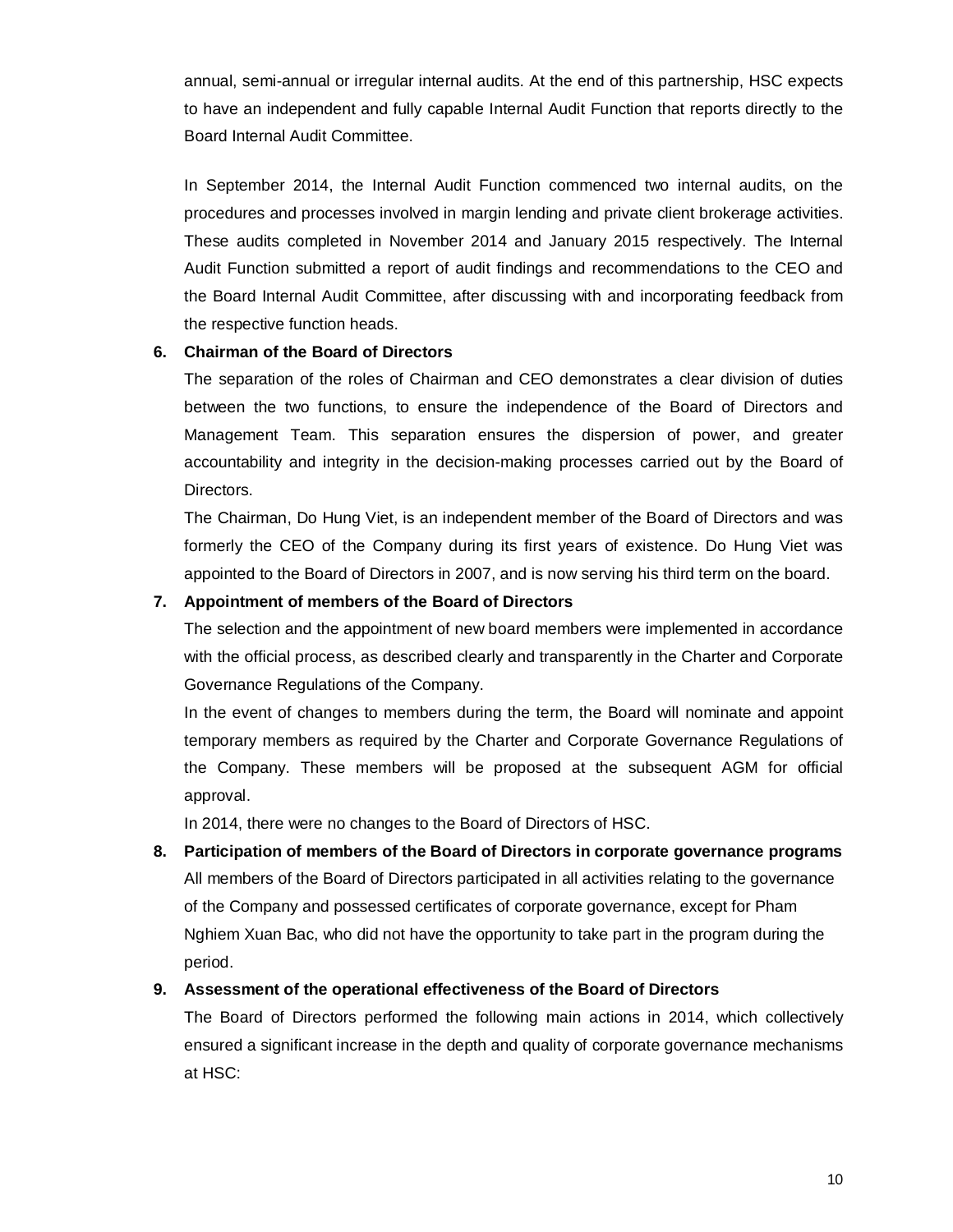annual, semi-annual or irregular internal audits. At the end of this partnership, HSC expects to have an independent and fully capable Internal Audit Function that reports directly to the Board Internal Audit Committee.

In September 2014, the Internal Audit Function commenced two internal audits, on the procedures and processes involved in margin lending and private client brokerage activities. These audits completed in November 2014 and January 2015 respectively. The Internal Audit Function submitted a report of audit findings and recommendations to the CEO and the Board Internal Audit Committee, after discussing with and incorporating feedback from the respective function heads.

**6. Chairman of the Board of Directors**

The separation of the roles of Chairman and CEO demonstrates a clear division of duties between the two functions, to ensure the independence of the Board of Directors and Management Team. This separation ensures the dispersion of power, and greater accountability and integrity in the decision-making processes carried out by the Board of Directors.

The Chairman, Do Hung Viet, is an independent member of the Board of Directors and was formerly the CEO of the Company during its first years of existence. Do Hung Viet was appointed to the Board of Directors in 2007, and is now serving his third term on the board.

**7. Appointment of members of the Board of Directors**

The selection and the appointment of new board members were implemented in accordance with the official process, as described clearly and transparently in the Charter and Corporate Governance Regulations of the Company.

In the event of changes to members during the term, the Board will nominate and appoint temporary members as required by the Charter and Corporate Governance Regulations of the Company. These members will be proposed at the subsequent AGM for official approval.

In 2014, there were no changes to the Board of Directors of HSC.

**8. Participation of members of the Board of Directors in corporate governance programs**

All members of the Board of Directors participated in all activities relating to the governance of the Company and possessed certificates of corporate governance, except for Pham Nghiem Xuan Bac, who did not have the opportunity to take part in the program during the period.

**9. Assessment of the operational effectiveness of the Board of Directors**

The Board of Directors performed the following main actions in 2014, which collectively ensured a significant increase in the depth and quality of corporate governance mechanisms at HSC: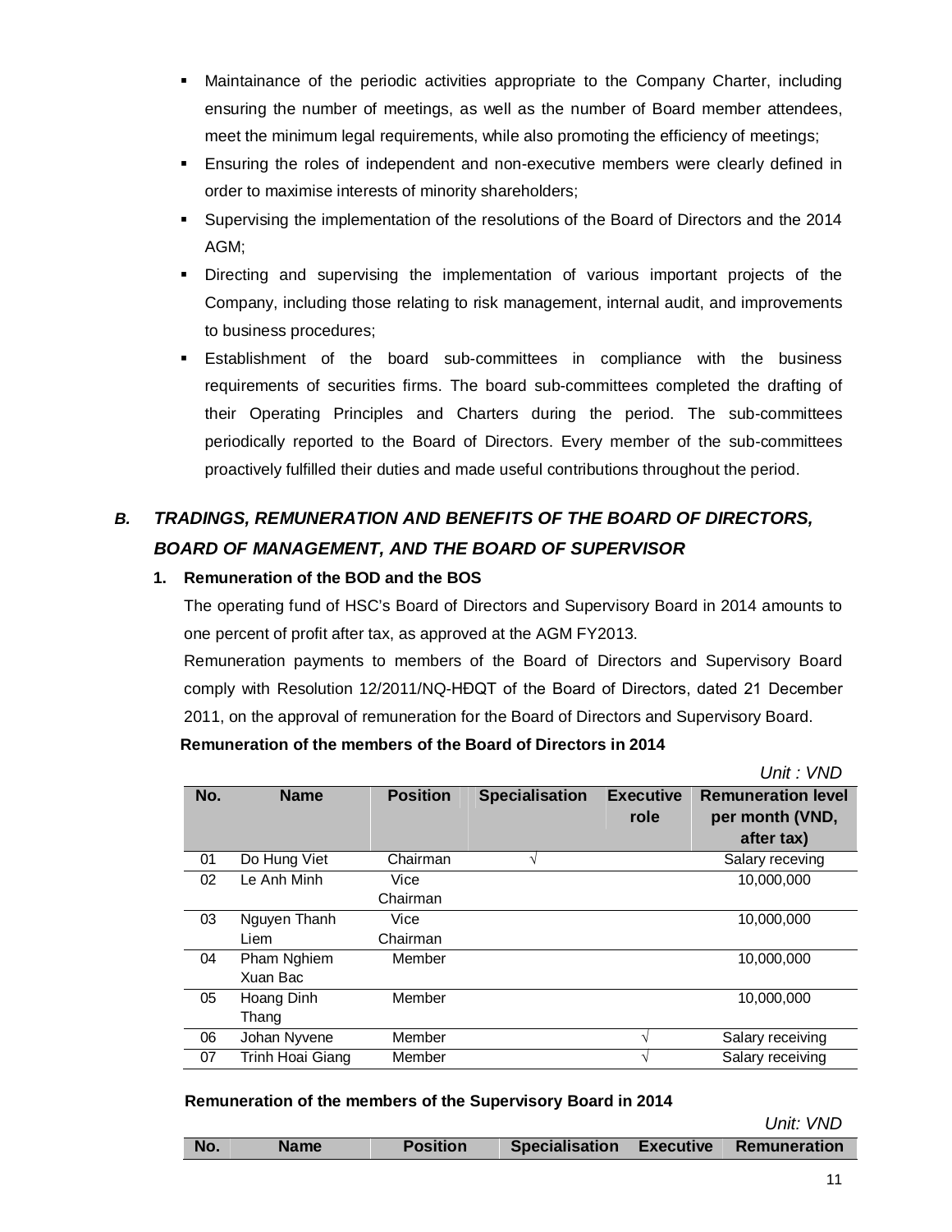- Maintainance of the periodic activities appropriate to the Company Charter, including ensuring the number of meetings, as well as the number of Board member attendees, meet the minimum legal requirements, while also promoting the efficiency of meetings;
- Ensuring the roles of independent and non-executive members were clearly defined in order to maximise interests of minority shareholders;
- Supervising the implementation of the resolutions of the Board of Directors and the 2014 AGM;
- Directing and supervising the implementation of various important projects of the Company, including those relating to risk management, internal audit, and improvements to business procedures;
- Establishment of the board sub-committees in compliance with the business requirements of securities firms. The board sub-committees completed the drafting of their Operating Principles and Charters during the period. The sub-committees periodically reported to the Board of Directors. Every member of the sub-committees proactively fulfilled their duties and made useful contributions throughout the period.

## *B. TRADINGS, REMUNERATION AND BENEFITS OF THE BOARD OF DIRECTORS, BOARD OF MANAGEMENT, AND THE BOARD OF SUPERVISOR*

### 1. Remuneration of the BOD and the BOS

The operating fund of HSC's Board of Directors and Supervisory Board in 2014 amounts to one percent of profit after tax, as approved at the AGM FY2013.

Remuneration payments to members of the Board of Directors and Supervisory Board comply with Resolution 12/2011/NQ-HĐQT of the Board of Directors, dated 21 December 2011, on the approval of remuneration for the Board of Directors and Supervisory Board.

**Remuneration of the members of the Board of Directors in 2014**

*Unit : VND*

| No. | Name | Position | Specialisation | Executive role | Remuneration level per month (VND, after tax) |
|---|---|---|---|---|---|
| 01 | Do Hung Viet | Chairman | √ | | Salary receving |
| 02 | Le Anh Minh | Vice Chairman | | | 10,000,000 |
| 03 | Nguyen Thanh Liem | Vice Chairman | | | 10,000,000 |
| 04 | Pham Nghiem Xuan Bac | Member | | | 10,000,000 |
| 05 | Hoang Dinh Thang | Member | | | 10,000,000 |
| 06 | Johan Nyvene | Member | | √ | Salary receiving |
| 07 | Trinh Hoai Giang | Member | | √ | Salary receiving |

**Remuneration of the members of the Supervisory Board in 2014**

*Unit: VND*

| No. | Name | Position | Specialisation | Executive | Remuneration |
|---|---|---|---|---|---|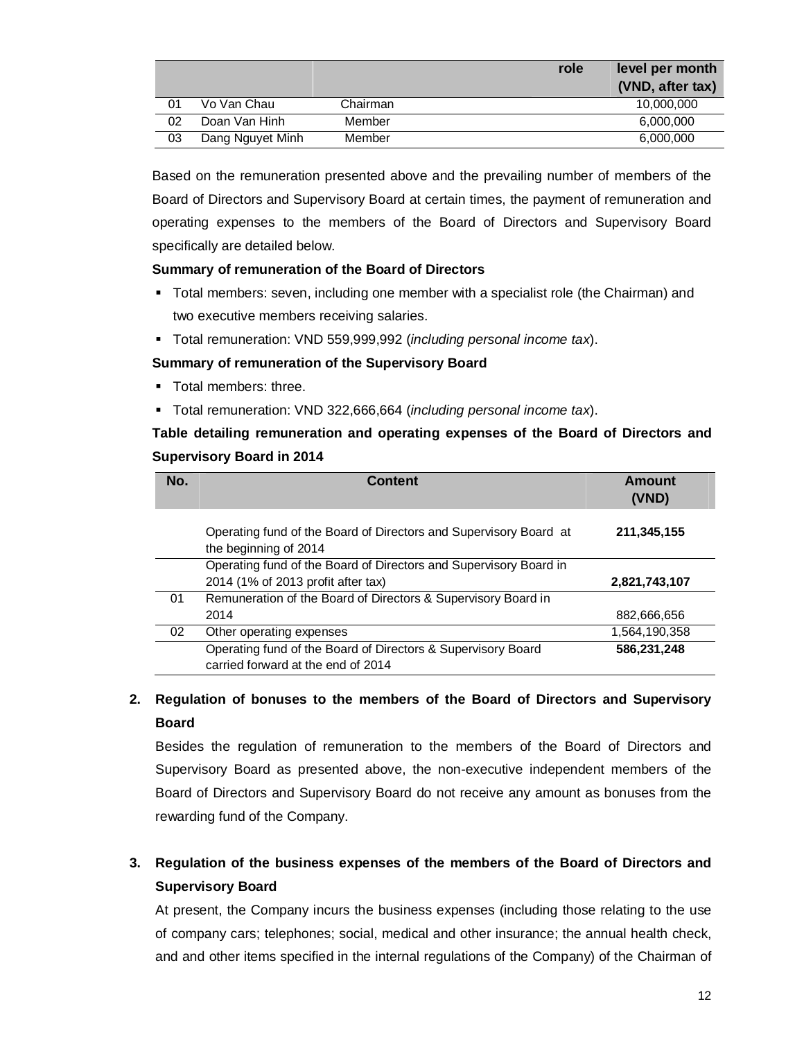|  |  | role | level per month (VND, after tax) |
|---|---|---|---|
| 01 | Vo Van Chau | Chairman | 10,000,000 |
| 02 | Doan Van Hinh | Member | 6,000,000 |
| 03 | Dang Nguyet Minh | Member | 6,000,000 |

Based on the remuneration presented above and the prevailing number of members of the Board of Directors and Supervisory Board at certain times, the payment of remuneration and operating expenses to the members of the Board of Directors and Supervisory Board specifically are detailed below.

**Summary of remuneration of the Board of Directors**

- Total members: seven, including one member with a specialist role (the Chairman) and two executive members receiving salaries.
- Total remuneration: VND 559,999,992 (*including personal income tax*).

**Summary of remuneration of the Supervisory Board**

- Total members: three.
- Total remuneration: VND 322,666,664 (*including personal income tax*).

**Table detailing remuneration and operating expenses of the Board of Directors and Supervisory Board in 2014**

| No. | Content | Amount (VND) |
|---|---|---|
|  | Operating fund of the Board of Directors and Supervisory Board at the beginning of 2014 | **211,345,155** |
|  | Operating fund of the Board of Directors and Supervisory Board in 2014 (1% of 2013 profit after tax) | **2,821,743,107** |
| 01 | Remuneration of the Board of Directors & Supervisory Board in 2014 | 882,666,656 |
| 02 | Other operating expenses | 1,564,190,358 |
|  | Operating fund of the Board of Directors & Supervisory Board carried forward at the end of 2014 | **586,231,248** |

**2. Regulation of bonuses to the members of the Board of Directors and Supervisory Board**

Besides the regulation of remuneration to the members of the Board of Directors and Supervisory Board as presented above, the non-executive independent members of the Board of Directors and Supervisory Board do not receive any amount as bonuses from the rewarding fund of the Company.

**3. Regulation of the business expenses of the members of the Board of Directors and Supervisory Board**

At present, the Company incurs the business expenses (including those relating to the use of company cars; telephones; social, medical and other insurance; the annual health check, and and other items specified in the internal regulations of the Company) of the Chairman of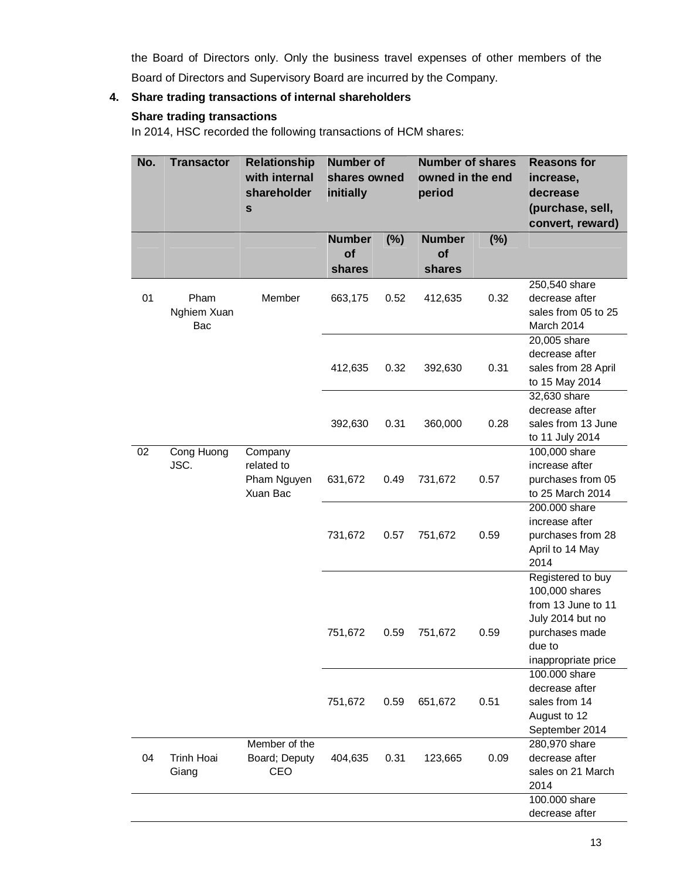the Board of Directors only. Only the business travel expenses of other members of the Board of Directors and Supervisory Board are incurred by the Company.

**4. Share trading transactions of internal shareholders**

**Share trading transactions**

In 2014, HSC recorded the following transactions of HCM shares:

| No. | Transactor | Relationship with internal shareholders | Number of shares owned initially | | Number of shares owned in the end period | | Reasons for increase, decrease (purchase, sell, convert, reward) |
|---|---|---|---|---|---|---|---|
| | | | Number of shares | (%) | Number of shares | (%) | |
| 01 | Pham Nghiem Xuan Bac | Member | 663,175 | 0.52 | 412,635 | 0.32 | 250,540 share decrease after sales from 05 to 25 March 2014 |
| | | | 412,635 | 0.32 | 392,630 | 0.31 | 20,005 share decrease after sales from 28 April to 15 May 2014 |
| | | | 392,630 | 0.31 | 360,000 | 0.28 | 32,630 share decrease after sales from 13 June to 11 July 2014 |
| 02 | Cong Huong JSC. | Company related to Pham Nguyen Xuan Bac | 631,672 | 0.49 | 731,672 | 0.57 | 100,000 share increase after purchases from 05 to 25 March 2014 |
| | | | 731,672 | 0.57 | 751,672 | 0.59 | 200.000 share increase after purchases from 28 April to 14 May 2014 |
| | | | 751,672 | 0.59 | 751,672 | 0.59 | Registered to buy 100,000 shares from 13 June to 11 July 2014 but no purchases made due to inappropriate price |
| | | | 751,672 | 0.59 | 651,672 | 0.51 | 100.000 share decrease after sales from 14 August to 12 September 2014 |
| 04 | Trinh Hoai Giang | Member of the Board; Deputy CEO | 404,635 | 0.31 | 123,665 | 0.09 | 280,970 share decrease after sales on 21 March 2014 |
| | | | | | | | 100.000 share decrease after |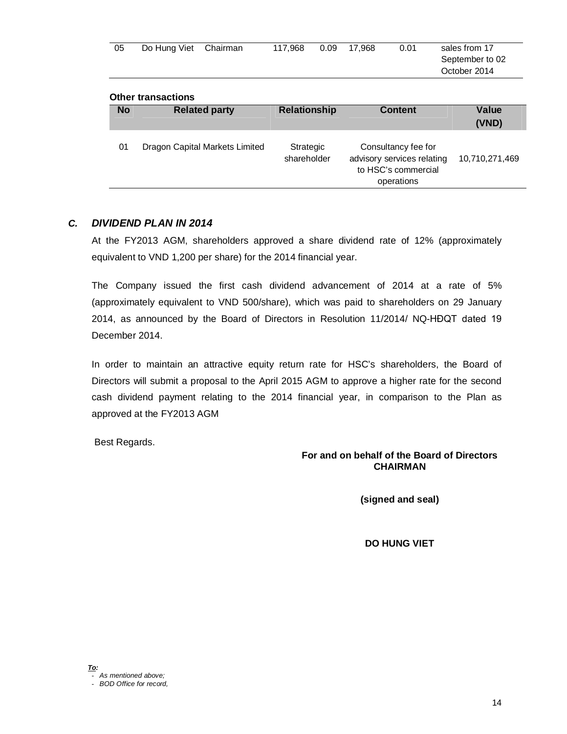| | | | | | | | |
|---|---|---|---|---|---|---|---|
| 05 | Do Hung Viet | Chairman | 117,968 | 0.09 | 17,968 | 0.01 | sales from 17 September to 02 October 2014 |

**Other transactions**

| No | Related party | Relationship | Content | Value (VND) |
|---|---|---|---|---|
| 01 | Dragon Capital Markets Limited | Strategic shareholder | Consultancy fee for advisory services relating to HSC's commercial operations | 10,710,271,469 |

### *C. DIVIDEND PLAN IN 2014*

At the FY2013 AGM, shareholders approved a share dividend rate of 12% (approximately equivalent to VND 1,200 per share) for the 2014 financial year.

The Company issued the first cash dividend advancement of 2014 at a rate of 5% (approximately equivalent to VND 500/share), which was paid to shareholders on 29 January 2014, as announced by the Board of Directors in Resolution 11/2014/ NQ-HĐQT dated 19 December 2014.

In order to maintain an attractive equity return rate for HSC's shareholders, the Board of Directors will submit a proposal to the April 2015 AGM to approve a higher rate for the second cash dividend payment relating to the 2014 financial year, in comparison to the Plan as approved at the FY2013 AGM

Best Regards.

**For and on behalf of the Board of Directors**
**CHAIRMAN**

**(signed and seal)**

**DO HUNG VIET**

***To:***
- *As mentioned above;*
- *BOD Office for record,*